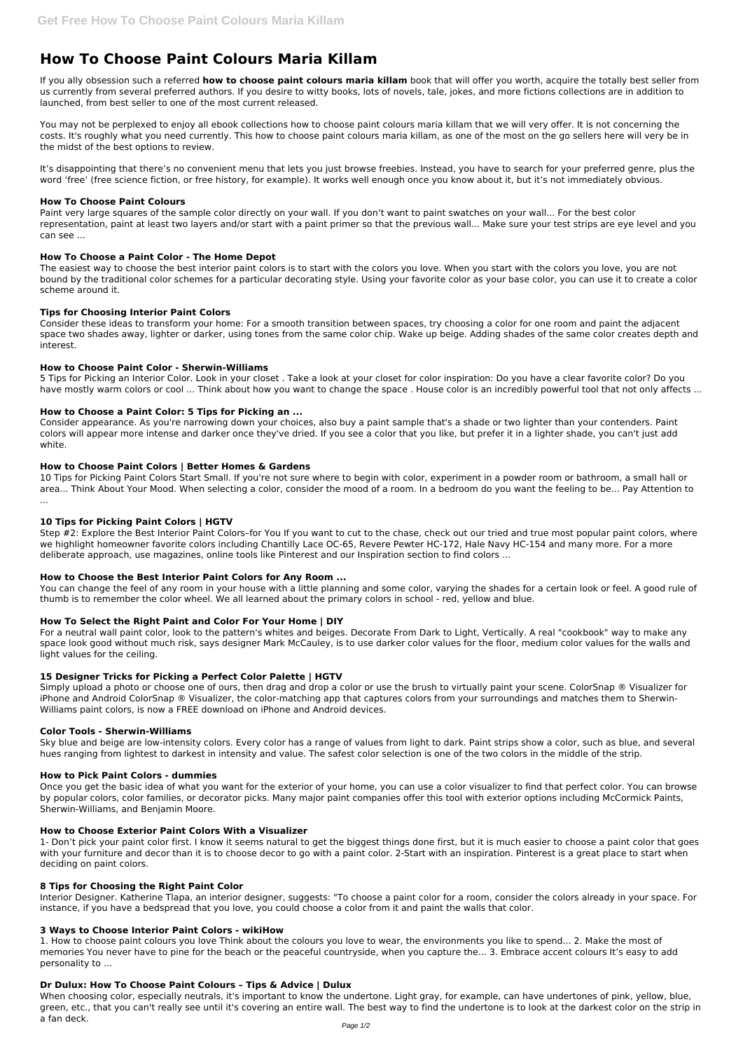# How To Choose Paint Colours Maria Killam

If you ally obsession such a referred **how to choose paint colours maria killam** book that will offer you worth, acquire the totally best seller from us currently from several preferred authors. If you desire to witty books, lots of novels, tale, jokes, and more fictions collections are in addition to launched, from best seller to one of the most current released.

You may not be perplexed to enjoy all ebook collections how to choose paint colours maria killam that we will very offer. It is not concerning the costs. It's roughly what you need currently. This how to choose paint colours maria killam, as one of the most on the go sellers here will very be in the midst of the best options to review.

It's disappointing that there's no convenient menu that lets you just browse freebies. Instead, you have to search for your preferred genre, plus the word 'free' (free science fiction, or free history, for example). It works well enough once you know about it, but it's not immediately obvious.

### How To Choose Paint Colours

Paint very large squares of the sample color directly on your wall. If you don't want to paint swatches on your wall... For the best color representation, paint at least two layers and/or start with a paint primer so that the previous wall... Make sure your test strips are eye level and you can see ...

### How To Choose a Paint Color - The Home Depot

The easiest way to choose the best interior paint colors is to start with the colors you love. When you start with the colors you love, you are not bound by the traditional color schemes for a particular decorating style. Using your favorite color as your base color, you can use it to create a color scheme around it.

### Tips for Choosing Interior Paint Colors

Consider these ideas to transform your home: For a smooth transition between spaces, try choosing a color for one room and paint the adjacent space two shades away, lighter or darker, using tones from the same color chip. Wake up beige. Adding shades of the same color creates depth and interest.

### How to Choose Paint Color - Sherwin-Williams

5 Tips for Picking an Interior Color. Look in your closet . Take a look at your closet for color inspiration: Do you have a clear favorite color? Do you have mostly warm colors or cool ... Think about how you want to change the space . House color is an incredibly powerful tool that not only affects ...

### How to Choose a Paint Color: 5 Tips for Picking an ...

Consider appearance. As you're narrowing down your choices, also buy a paint sample that's a shade or two lighter than your contenders. Paint colors will appear more intense and darker once they've dried. If you see a color that you like, but prefer it in a lighter shade, you can't just add white.

### How to Choose Paint Colors | Better Homes & Gardens

10 Tips for Picking Paint Colors Start Small. If you're not sure where to begin with color, experiment in a powder room or bathroom, a small hall or area... Think About Your Mood. When selecting a color, consider the mood of a room. In a bedroom do you want the feeling to be... Pay Attention to ...

### 10 Tips for Picking Paint Colors | HGTV

Step #2: Explore the Best Interior Paint Colors–for You If you want to cut to the chase, check out our tried and true most popular paint colors, where we highlight homeowner favorite colors including Chantilly Lace OC-65, Revere Pewter HC-172, Hale Navy HC-154 and many more. For a more deliberate approach, use magazines, online tools like Pinterest and our Inspiration section to find colors ...

### How to Choose the Best Interior Paint Colors for Any Room ...

You can change the feel of any room in your house with a little planning and some color, varying the shades for a certain look or feel. A good rule of thumb is to remember the color wheel. We all learned about the primary colors in school - red, yellow and blue.

### How To Select the Right Paint and Color For Your Home | DIY

For a neutral wall paint color, look to the pattern's whites and beiges. Decorate From Dark to Light, Vertically. A real "cookbook" way to make any space look good without much risk, says designer Mark McCauley, is to use darker color values for the floor, medium color values for the walls and light values for the ceiling.

### 15 Designer Tricks for Picking a Perfect Color Palette | HGTV

Simply upload a photo or choose one of ours, then drag and drop a color or use the brush to virtually paint your scene. ColorSnap ® Visualizer for iPhone and Android ColorSnap ® Visualizer, the color-matching app that captures colors from your surroundings and matches them to Sherwin-Williams paint colors, is now a FREE download on iPhone and Android devices.

### Color Tools - Sherwin-Williams

Sky blue and beige are low-intensity colors. Every color has a range of values from light to dark. Paint strips show a color, such as blue, and several hues ranging from lightest to darkest in intensity and value. The safest color selection is one of the two colors in the middle of the strip.

### How to Pick Paint Colors - dummies

Once you get the basic idea of what you want for the exterior of your home, you can use a color visualizer to find that perfect color. You can browse by popular colors, color families, or decorator picks. Many major paint companies offer this tool with exterior options including McCormick Paints, Sherwin-Williams, and Benjamin Moore.

### How to Choose Exterior Paint Colors With a Visualizer

1- Don't pick your paint color first. I know it seems natural to get the biggest things done first, but it is much easier to choose a paint color that goes with your furniture and decor than it is to choose decor to go with a paint color. 2-Start with an inspiration. Pinterest is a great place to start when deciding on paint colors.

### 8 Tips for Choosing the Right Paint Color

Interior Designer. Katherine Tlapa, an interior designer, suggests: "To choose a paint color for a room, consider the colors already in your space. For instance, if you have a bedspread that you love, you could choose a color from it and paint the walls that color.

### 3 Ways to Choose Interior Paint Colors - wikiHow

1. How to choose paint colours you love Think about the colours you love to wear, the environments you like to spend... 2. Make the most of memories You never have to pine for the beach or the peaceful countryside, when you capture the... 3. Embrace accent colours It's easy to add personality to ...

### Dr Dulux: How To Choose Paint Colours – Tips & Advice | Dulux

When choosing color, especially neutrals, it's important to know the undertone. Light gray, for example, can have undertones of pink, yellow, blue, green, etc., that you can't really see until it's covering an entire wall. The best way to find the undertone is to look at the darkest color on the strip in a fan deck.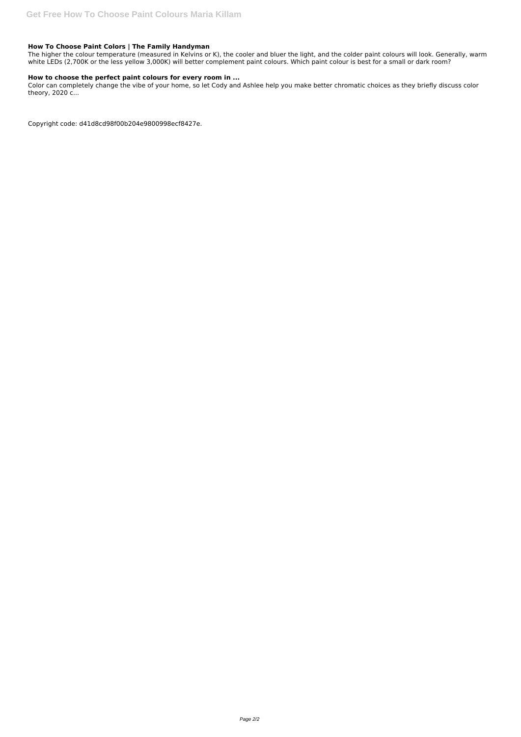### How To Choose Paint Colors | The Family Handyman

The higher the colour temperature (measured in Kelvins or K), the cooler and bluer the light, and the colder paint colours will look. Generally, warm white LEDs (2,700K or the less yellow 3,000K) will better complement paint colours. Which paint colour is best for a small or dark room?

### How to choose the perfect paint colours for every room in ...

Color can completely change the vibe of your home, so let Cody and Ashlee help you make better chromatic choices as they briefly discuss color theory, 2020 c...

Copyright code: d41d8cd98f00b204e9800998ecf8427e.